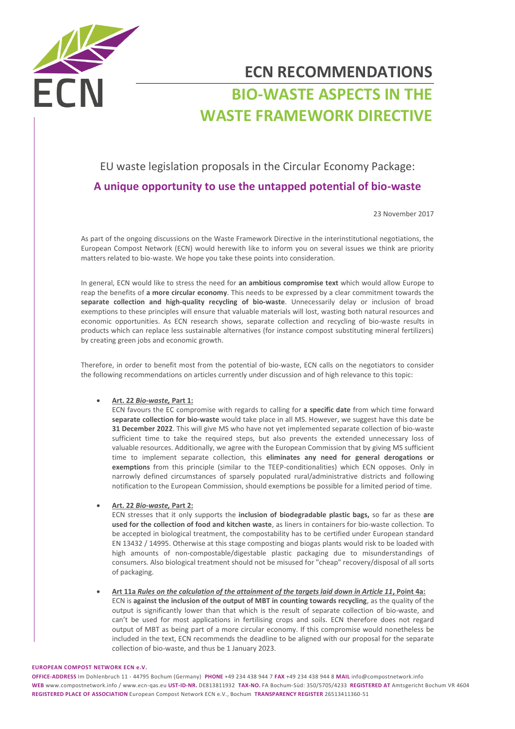# ECN RECOMMENDATIONS

# BIO-WASTE ASPECTS IN THE WASTE FRAMEWORK DIRECTIVE

## EU waste legislation proposals in the Circular Economy Package:

## A unique opportunity to use the untapped potential of bio-waste

23 November 2017

As part of the ongoing discussions on the Waste Framework Directive in the interinstitutional negotiations, the European Compost Network (ECN) would herewith like to inform you on several issues we think are priority matters related to bio-waste. We hope you take these points into consideration.

In general, ECN would like to stress the need for **an ambitious compromise text** which would allow Europe to reap the benefits of **a more circular economy**. This needs to be expressed by a clear commitment towards the **separate collection and high-quality recycling of bio-waste**. Unnecessarily delay or inclusion of broad exemptions to these principles will ensure that valuable materials will lost, wasting both natural resources and economic opportunities. As ECN research shows, separate collection and recycling of bio-waste results in products which can replace less sustainable alternatives (for instance compost substituting mineral fertilizers) by creating green jobs and economic growth.

Therefore, in order to benefit most from the potential of bio-waste, ECN calls on the negotiators to consider the following recommendations on articles currently under discussion and of high relevance to this topic:

- **Art. 22 *Bio-waste*, Part 1:**
  ECN favours the EC compromise with regards to calling for **a specific date** from which time forward **separate collection for bio-waste** would take place in all MS. However, we suggest have this date be **31 December 2022**. This will give MS who have not yet implemented separate collection of bio-waste sufficient time to take the required steps, but also prevents the extended unnecessary loss of valuable resources. Additionally, we agree with the European Commission that by giving MS sufficient time to implement separate collection, this **eliminates any need for general derogations or exemptions** from this principle (similar to the TEEP-conditionalities) which ECN opposes. Only in narrowly defined circumstances of sparsely populated rural/administrative districts and following notification to the European Commission, should exemptions be possible for a limited period of time.

- **Art. 22 *Bio-waste*, Part 2:**
  ECN stresses that it only supports the **inclusion of biodegradable plastic bags,** so far as these **are used for the collection of food and kitchen waste**, as liners in containers for bio-waste collection. To be accepted in biological treatment, the compostability has to be certified under European standard EN 13432 / 14995. Otherwise at this stage composting and biogas plants would risk to be loaded with high amounts of non-compostable/digestable plastic packaging due to misunderstandings of consumers. Also biological treatment should not be misused for "cheap" recovery/disposal of all sorts of packaging.

- **Art 11a *Rules on the calculation of the attainment of the targets laid down in Article 11*, Point 4a:**
  ECN is **against the inclusion of the output of MBT in counting towards recycling**, as the quality of the output is significantly lower than that which is the result of separate collection of bio-waste, and can't be used for most applications in fertilising crops and soils. ECN therefore does not regard output of MBT as being part of a more circular economy. If this compromise would nonetheless be included in the text, ECN recommends the deadline to be aligned with our proposal for the separate collection of bio-waste, and thus be 1 January 2023.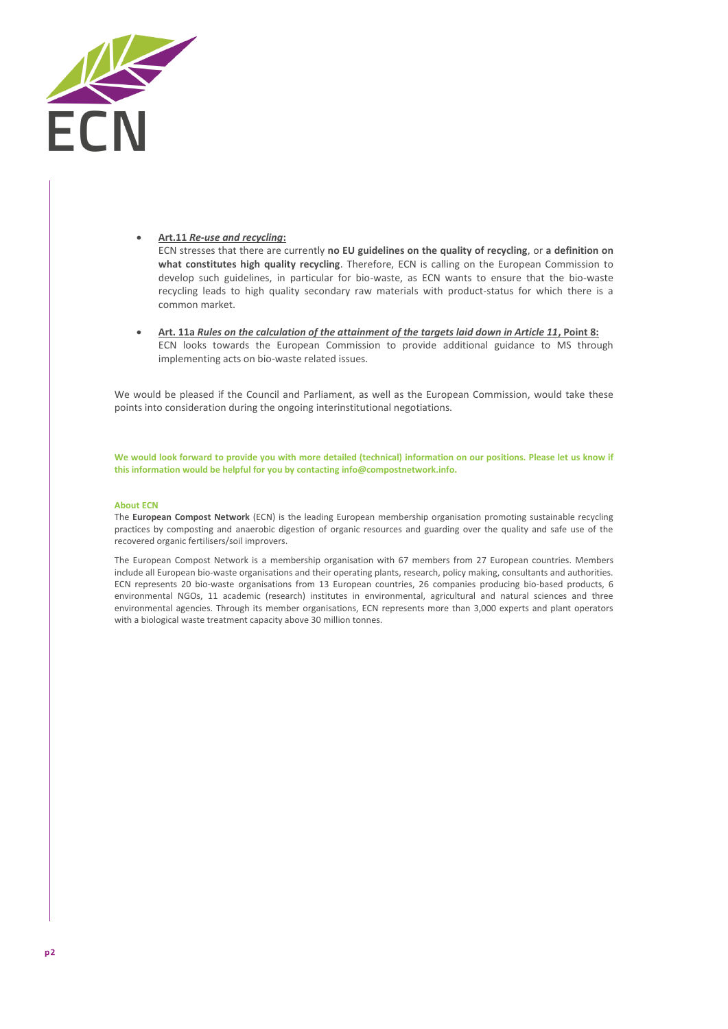- **Art.11 _Re-use and recycling_:**
  ECN stresses that there are currently **no EU guidelines on the quality of recycling**, or **a definition on what constitutes high quality recycling**. Therefore, ECN is calling on the European Commission to develop such guidelines, in particular for bio-waste, as ECN wants to ensure that the bio-waste recycling leads to high quality secondary raw materials with product-status for which there is a common market.

- **Art. 11a _Rules on the calculation of the attainment of the targets laid down in Article 11_, Point 8:**
  ECN looks towards the European Commission to provide additional guidance to MS through implementing acts on bio-waste related issues.

We would be pleased if the Council and Parliament, as well as the European Commission, would take these points into consideration during the ongoing interinstitutional negotiations.

**We would look forward to provide you with more detailed (technical) information on our positions. Please let us know if this information would be helpful for you by contacting info@compostnetwork.info.**

**About ECN**

The **European Compost Network** (ECN) is the leading European membership organisation promoting sustainable recycling practices by composting and anaerobic digestion of organic resources and guarding over the quality and safe use of the recovered organic fertilisers/soil improvers.

The European Compost Network is a membership organisation with 67 members from 27 European countries. Members include all European bio-waste organisations and their operating plants, research, policy making, consultants and authorities. ECN represents 20 bio-waste organisations from 13 European countries, 26 companies producing bio-based products, 6 environmental NGOs, 11 academic (research) institutes in environmental, agricultural and natural sciences and three environmental agencies. Through its member organisations, ECN represents more than 3,000 experts and plant operators with a biological waste treatment capacity above 30 million tonnes.